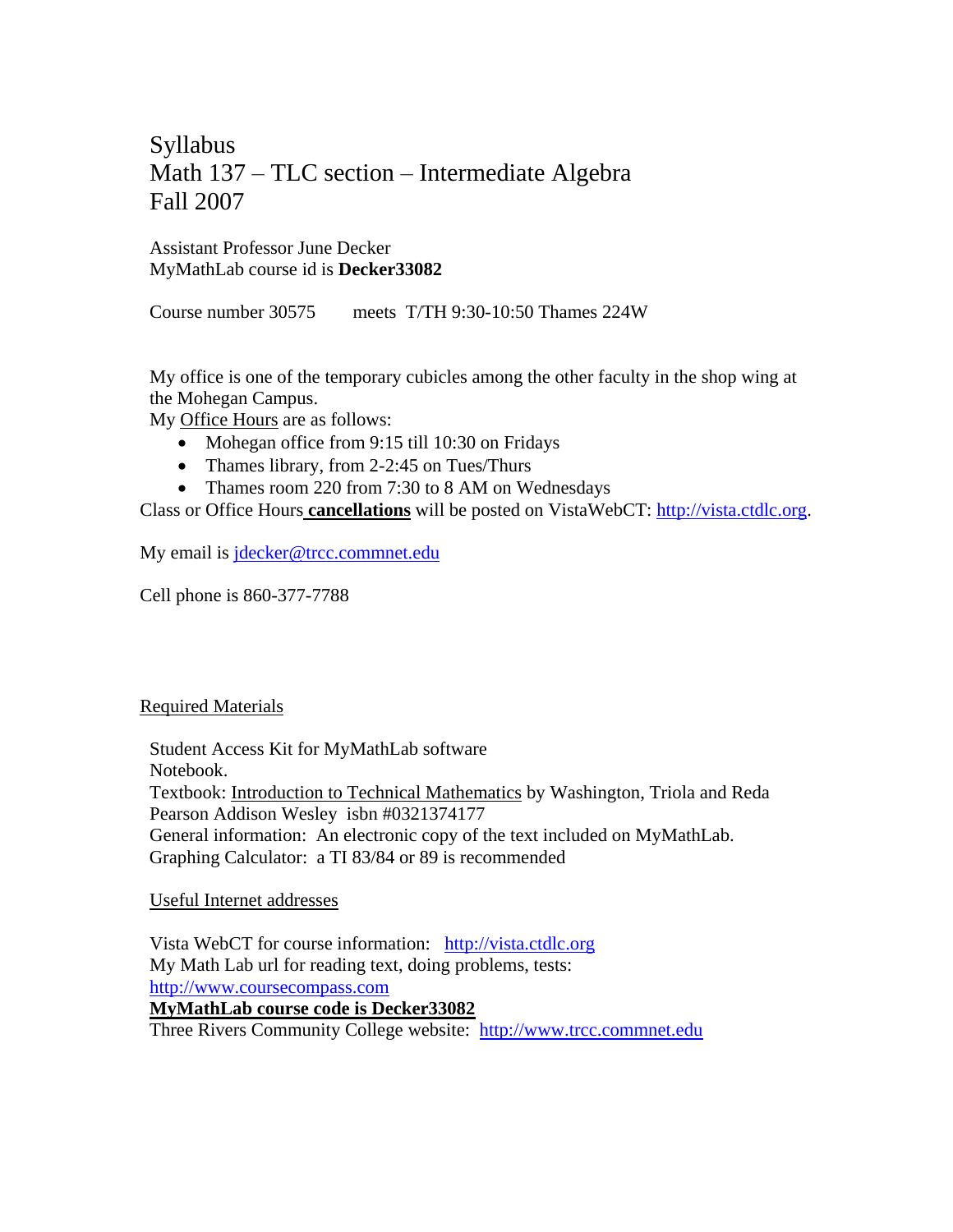# Syllabus
# Math 137 – TLC section – Intermediate Algebra
# Fall 2007

Assistant Professor June Decker
MyMathLab course id is **Decker33082**

Course number 30575 meets T/TH 9:30-10:50 Thames 224W

My office is one of the temporary cubicles among the other faculty in the shop wing at the Mohegan Campus.
My Office Hours are as follows:

- Mohegan office from 9:15 till 10:30 on Fridays
- Thames library, from 2-2:45 on Tues/Thurs
- Thames room 220 from 7:30 to 8 AM on Wednesdays

Class or Office Hours **cancellations** will be posted on VistaWebCT: http://vista.ctdlc.org.

My email is jdecker@trcc.commnet.edu

Cell phone is 860-377-7788

## Required Materials

Student Access Kit for MyMathLab software
Notebook.
Textbook: Introduction to Technical Mathematics by Washington, Triola and Reda
Pearson Addison Wesley isbn #0321374177
General information: An electronic copy of the text included on MyMathLab.
Graphing Calculator: a TI 83/84 or 89 is recommended

## Useful Internet addresses

Vista WebCT for course information: http://vista.ctdlc.org
My Math Lab url for reading text, doing problems, tests:
http://www.coursecompass.com
**MyMathLab course code is Decker33082**
Three Rivers Community College website: http://www.trcc.commnet.edu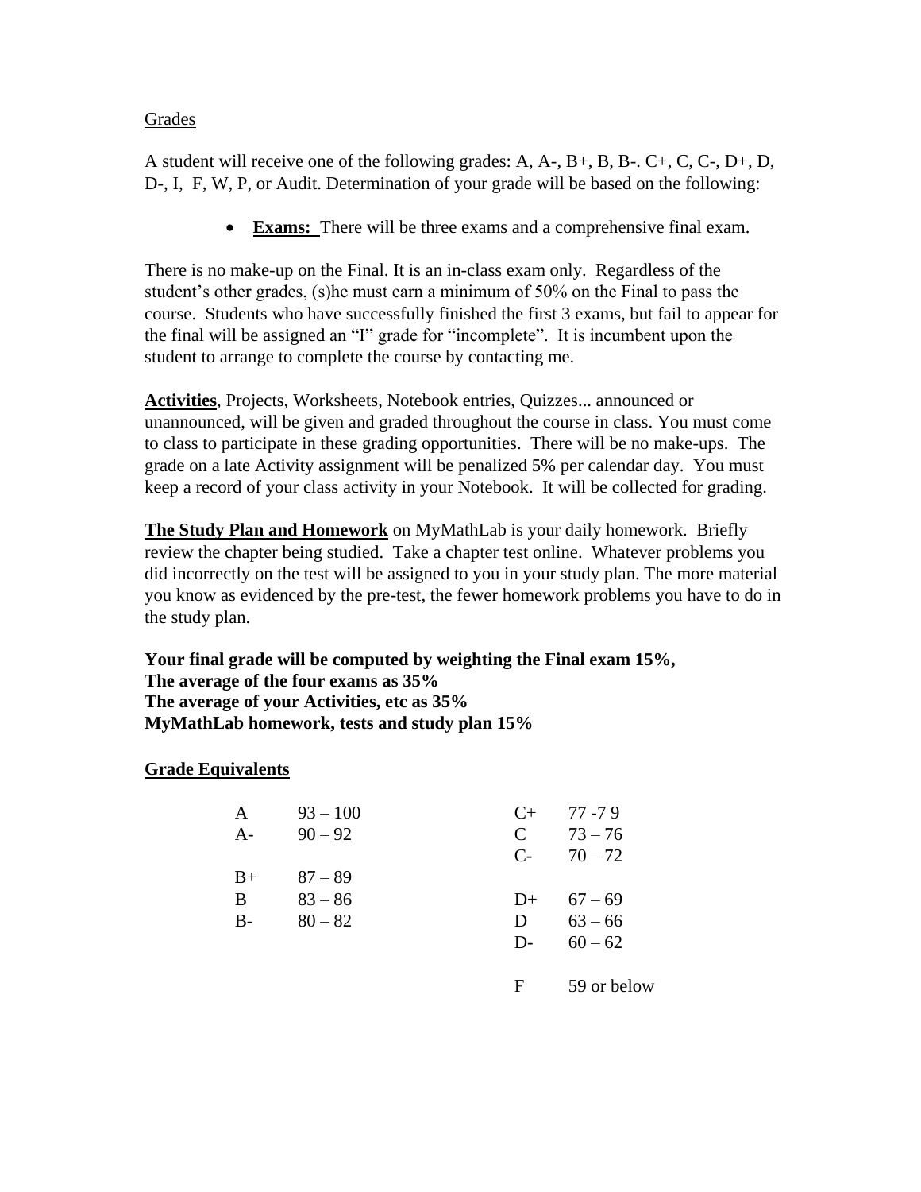Grades

A student will receive one of the following grades: A, A-, B+, B, B-. C+, C, C-, D+, D, D-, I, F, W, P, or Audit. Determination of your grade will be based on the following:

- **Exams:** There will be three exams and a comprehensive final exam.

There is no make-up on the Final. It is an in-class exam only. Regardless of the student's other grades, (s)he must earn a minimum of 50% on the Final to pass the course. Students who have successfully finished the first 3 exams, but fail to appear for the final will be assigned an "I" grade for "incomplete". It is incumbent upon the student to arrange to complete the course by contacting me.

**Activities**, Projects, Worksheets, Notebook entries, Quizzes... announced or unannounced, will be given and graded throughout the course in class. You must come to class to participate in these grading opportunities. There will be no make-ups. The grade on a late Activity assignment will be penalized 5% per calendar day. You must keep a record of your class activity in your Notebook. It will be collected for grading.

**The Study Plan and Homework** on MyMathLab is your daily homework. Briefly review the chapter being studied. Take a chapter test online. Whatever problems you did incorrectly on the test will be assigned to you in your study plan. The more material you know as evidenced by the pre-test, the fewer homework problems you have to do in the study plan.

**Your final grade will be computed by weighting the Final exam 15%,**
**The average of the four exams as 35%**
**The average of your Activities, etc as 35%**
**MyMathLab homework, tests and study plan 15%**

**Grade Equivalents**

| Grade | Range | Grade | Range |
|---|---|---|---|
| A | 93 – 100 | C+ | 77 -7 9 |
| A- | 90 – 92 | C | 73 – 76 |
| | | C- | 70 – 72 |
| B+ | 87 – 89 | | |
| B | 83 – 86 | D+ | 67 – 69 |
| B- | 80 – 82 | D | 63 – 66 |
| | | D- | 60 – 62 |
| | | F | 59 or below |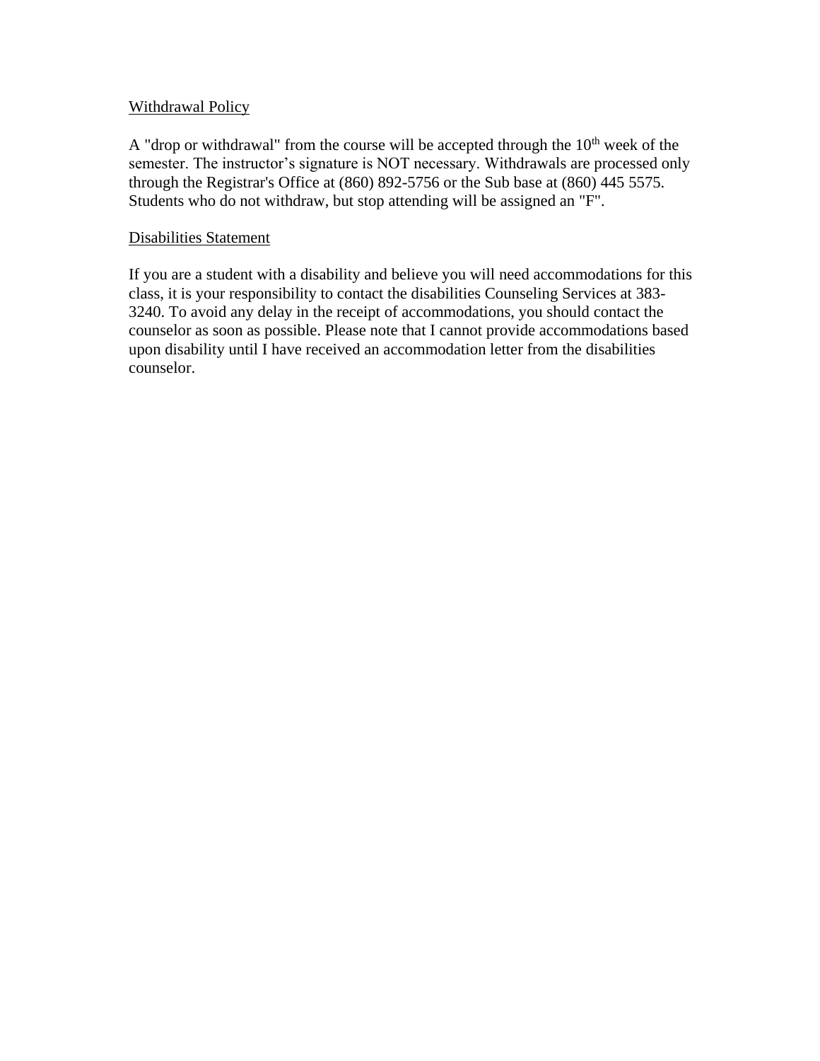## Withdrawal Policy

A "drop or withdrawal" from the course will be accepted through the 10th week of the semester. The instructor's signature is NOT necessary. Withdrawals are processed only through the Registrar's Office at (860) 892-5756 or the Sub base at (860) 445 5575. Students who do not withdraw, but stop attending will be assigned an "F".

## Disabilities Statement

If you are a student with a disability and believe you will need accommodations for this class, it is your responsibility to contact the disabilities Counseling Services at 383-3240. To avoid any delay in the receipt of accommodations, you should contact the counselor as soon as possible. Please note that I cannot provide accommodations based upon disability until I have received an accommodation letter from the disabilities counselor.